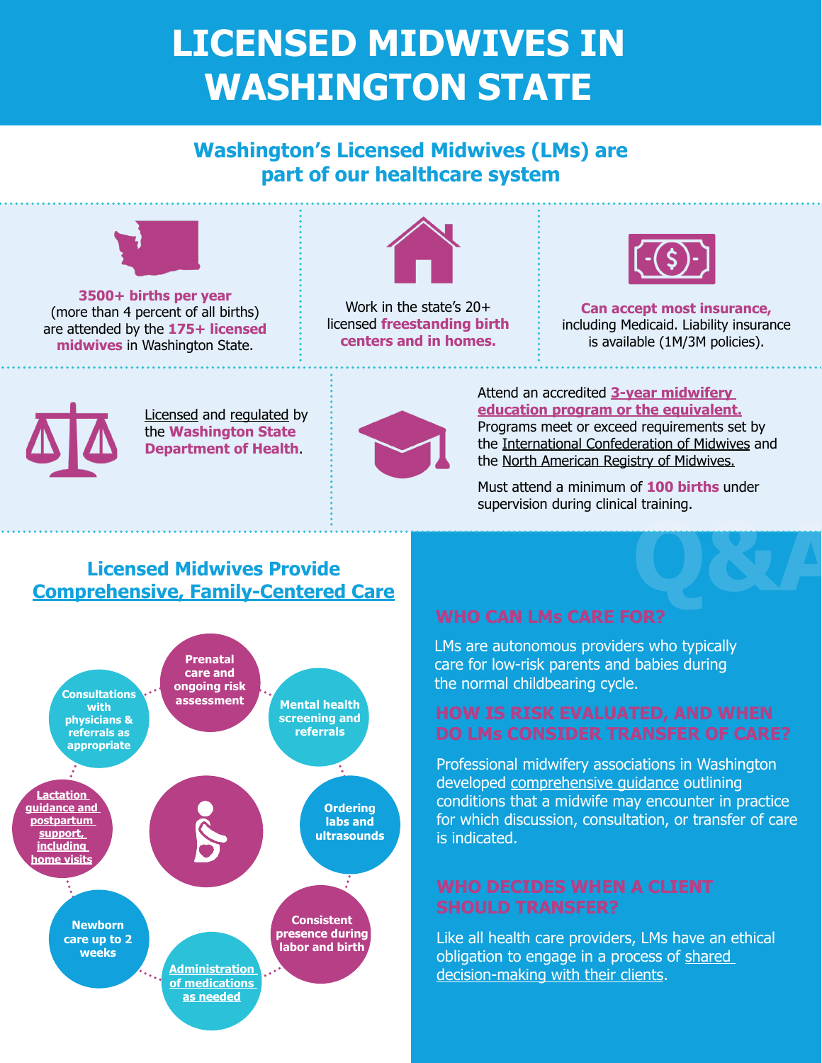# LICENSED MIDWIVES IN WASHINGTON STATE

## Washington's Licensed Midwives (LMs) are part of our healthcare system

**3500+ births per year** (more than 4 percent of all births) are attended by the **175+ licensed midwives** in Washington State.

Work in the state's 20+ licensed **freestanding birth centers and in homes.**

**Can accept most insurance,** including Medicaid. Liability insurance is available (1M/3M policies).

Licensed and regulated by the **Washington State Department of Health**.

Attend an accredited **3-year midwifery education program or the equivalent.** Programs meet or exceed requirements set by the International Confederation of Midwives and the North American Registry of Midwives.

Must attend a minimum of **100 births** under supervision during clinical training.

## Licensed Midwives Provide Comprehensive, Family-Centered Care

- Prenatal care and ongoing risk assessment
- Mental health screening and referrals
- Ordering labs and ultrasounds
- Consistent presence during labor and birth
- Administration of medications as needed
- Newborn care up to 2 weeks
- Lactation guidance and postpartum support, including home visits
- Consultations with physicians & referrals as appropriate

## Q&A

### WHO CAN LMs CARE FOR?

LMs are autonomous providers who typically care for low-risk parents and babies during the normal childbearing cycle.

### HOW IS RISK EVALUATED, AND WHEN DO LMs CONSIDER TRANSFER OF CARE?

Professional midwifery associations in Washington developed comprehensive guidance outlining conditions that a midwife may encounter in practice for which discussion, consultation, or transfer of care is indicated.

### WHO DECIDES WHEN A CLIENT SHOULD TRANSFER?

Like all health care providers, LMs have an ethical obligation to engage in a process of shared decision-making with their clients.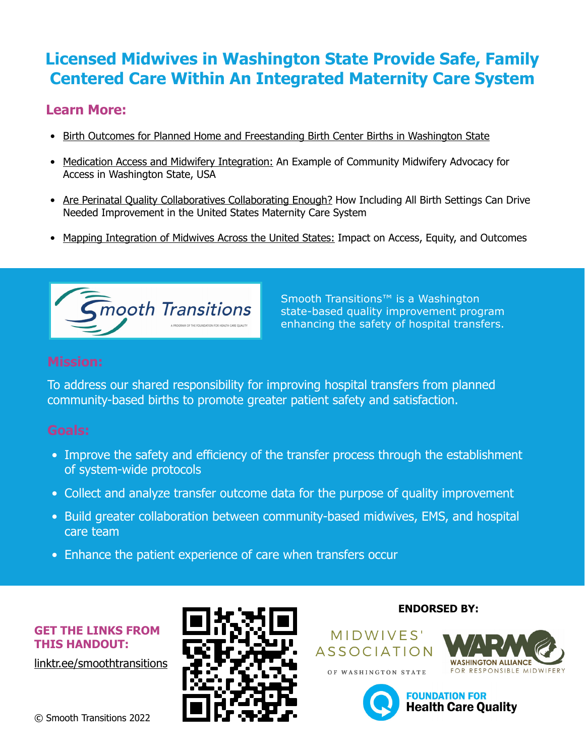# Licensed Midwives in Washington State Provide Safe, Family Centered Care Within An Integrated Maternity Care System

## Learn More:

- Birth Outcomes for Planned Home and Freestanding Birth Center Births in Washington State
- Medication Access and Midwifery Integration: An Example of Community Midwifery Advocacy for Access in Washington State, USA
- Are Perinatal Quality Collaboratives Collaborating Enough? How Including All Birth Settings Can Drive Needed Improvement in the United States Maternity Care System
- Mapping Integration of Midwives Across the United States: Impact on Access, Equity, and Outcomes

Smooth Transitions

A PROGRAM OF THE FOUNDATION FOR HEALTH CARE QUALITY

Smooth Transitions™ is a Washington state-based quality improvement program enhancing the safety of hospital transfers.

## Mission:

To address our shared responsibility for improving hospital transfers from planned community-based births to promote greater patient safety and satisfaction.

## Goals:

- Improve the safety and efficiency of the transfer process through the establishment of system-wide protocols
- Collect and analyze transfer outcome data for the purpose of quality improvement
- Build greater collaboration between community-based midwives, EMS, and hospital care team
- Enhance the patient experience of care when transfers occur

**GET THE LINKS FROM THIS HANDOUT:**

linktr.ee/smoothtransitions

**ENDORSED BY:**

MIDWIVES' ASSOCIATION OF WASHINGTON STATE

WARM WASHINGTON ALLIANCE FOR RESPONSIBLE MIDWIFERY

FOUNDATION FOR Health Care Quality

© Smooth Transitions 2022